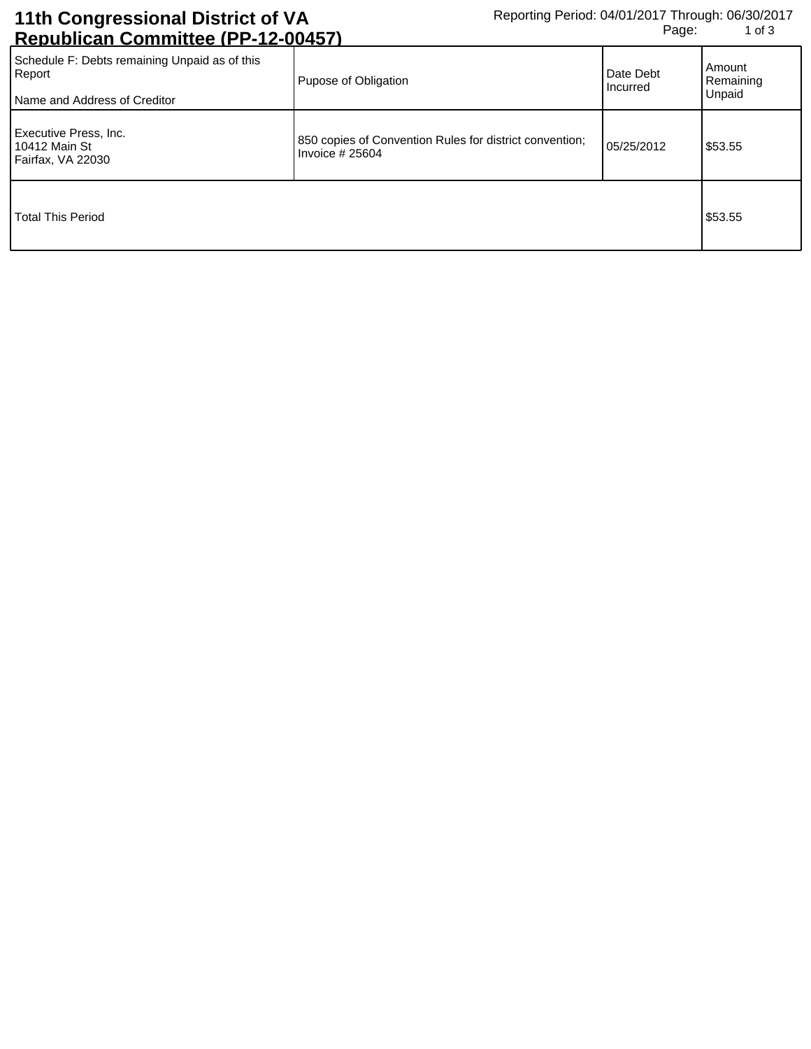# 11th Congressional District of VA Republican Committee (PP-12-00457)

Reporting Period: 04/01/2017 Through: 06/30/2017

| Schedule F: Debts remaining Unpaid as of this Report<br><br>Name and Address of Creditor | Pupose of Obligation | Date Debt Incurred | Amount Remaining Unpaid |
|---|---|---|---|
| Executive Press, Inc.<br>10412 Main St<br>Fairfax, VA 22030 | 850 copies of Convention Rules for district convention; Invoice # 25604 | 05/25/2012 | $53.55 |
| Total This Period | | | $53.55 |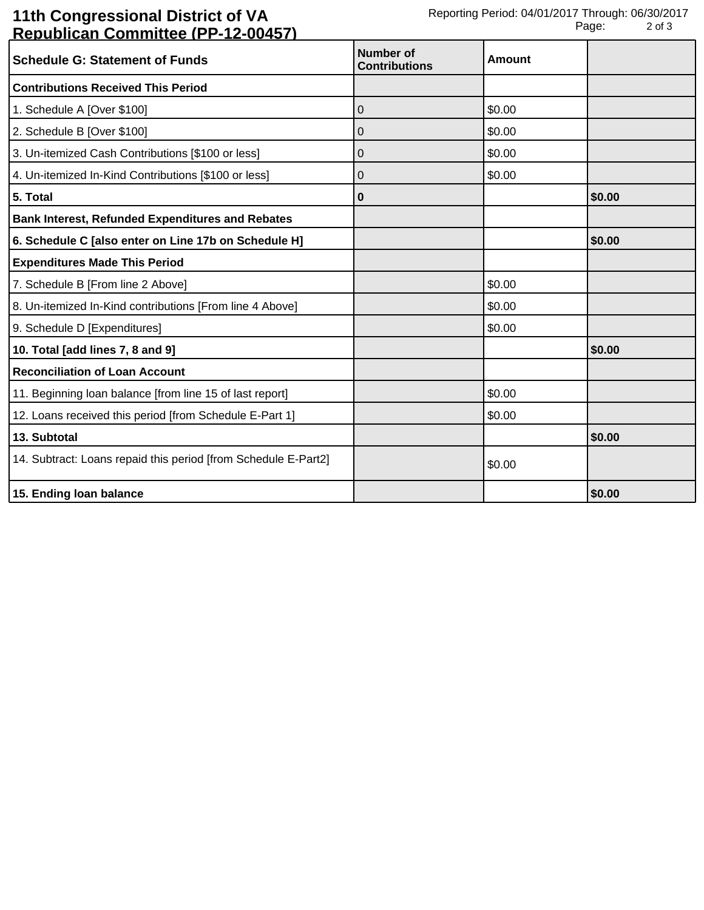**11th Congressional District of VA Republican Committee (PP-12-00457)**

Reporting Period: 04/01/2017 Through: 06/30/2017

| Schedule G: Statement of Funds | Number of Contributions | Amount | |
|---|---|---|---|
| **Contributions Received This Period** | | | |
| 1. Schedule A [Over $100] | 0 | $0.00 | |
| 2. Schedule B [Over $100] | 0 | $0.00 | |
| 3. Un-itemized Cash Contributions [$100 or less] | 0 | $0.00 | |
| 4. Un-itemized In-Kind Contributions [$100 or less] | 0 | $0.00 | |
| **5. Total** | **0** | | **$0.00** |
| **Bank Interest, Refunded Expenditures and Rebates** | | | |
| **6. Schedule C [also enter on Line 17b on Schedule H]** | | | **$0.00** |
| **Expenditures Made This Period** | | | |
| 7. Schedule B [From line 2 Above] | | $0.00 | |
| 8. Un-itemized In-Kind contributions [From line 4 Above] | | $0.00 | |
| 9. Schedule D [Expenditures] | | $0.00 | |
| **10. Total [add lines 7, 8 and 9]** | | | **$0.00** |
| **Reconciliation of Loan Account** | | | |
| 11. Beginning loan balance [from line 15 of last report] | | $0.00 | |
| 12. Loans received this period [from Schedule E-Part 1] | | $0.00 | |
| **13. Subtotal** | | | **$0.00** |
| 14. Subtract: Loans repaid this period [from Schedule E-Part2] | | $0.00 | |
| **15. Ending loan balance** | | | **$0.00** |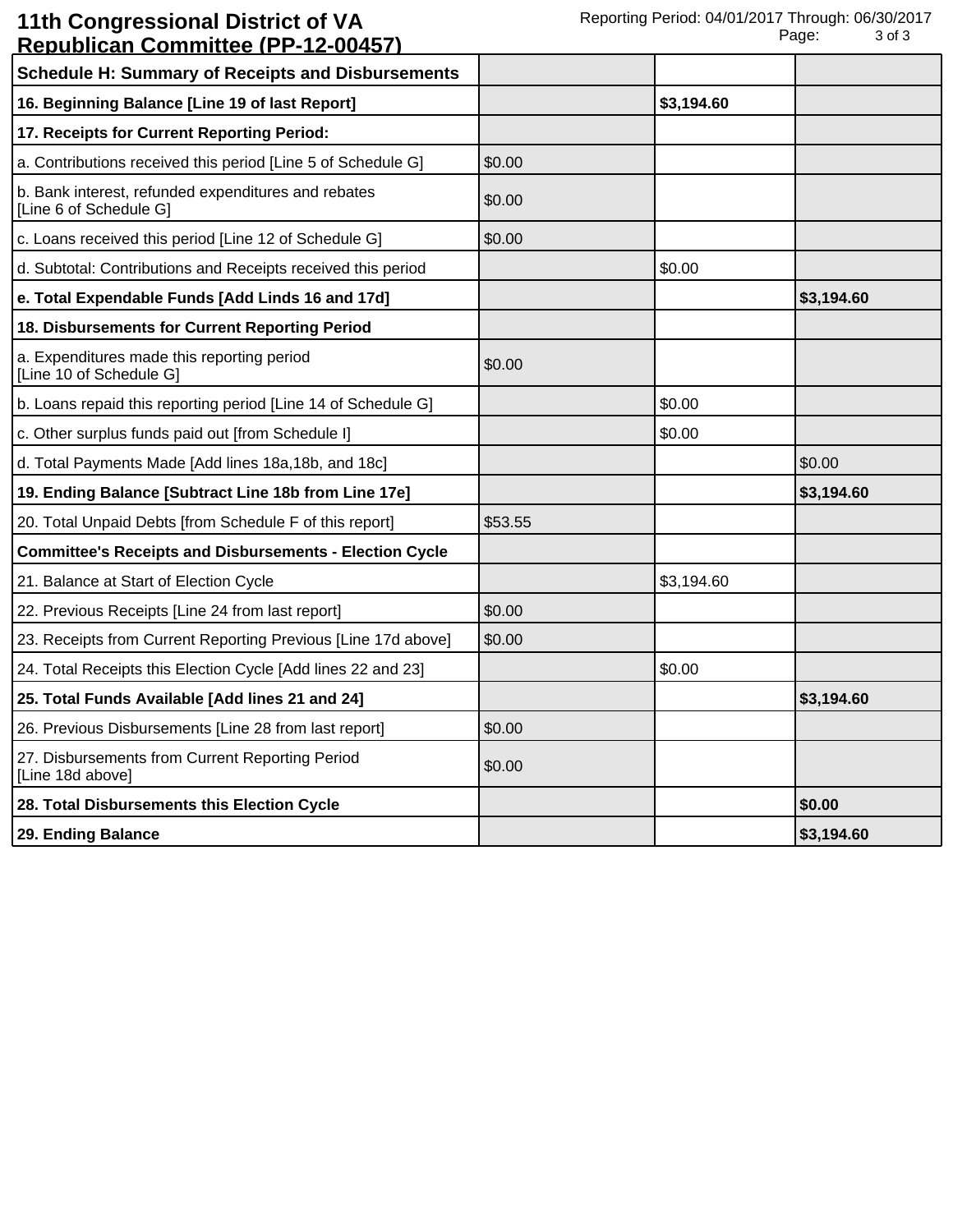**11th Congressional District of VA Republican Committee (PP-12-00457)**

Reporting Period: 04/01/2017 Through: 06/30/2017

| **Schedule H: Summary of Receipts and Disbursements** | | | |
|---|---|---|---|
| **16. Beginning Balance [Line 19 of last Report]** | | **$3,194.60** | |
| **17. Receipts for Current Reporting Period:** | | | |
| a. Contributions received this period [Line 5 of Schedule G] | $0.00 | | |
| b. Bank interest, refunded expenditures and rebates [Line 6 of Schedule G] | $0.00 | | |
| c. Loans received this period [Line 12 of Schedule G] | $0.00 | | |
| d. Subtotal: Contributions and Receipts received this period | | $0.00 | |
| **e. Total Expendable Funds [Add Linds 16 and 17d]** | | | **$3,194.60** |
| **18. Disbursements for Current Reporting Period** | | | |
| a. Expenditures made this reporting period [Line 10 of Schedule G] | $0.00 | | |
| b. Loans repaid this reporting period [Line 14 of Schedule G] | | $0.00 | |
| c. Other surplus funds paid out [from Schedule I] | | $0.00 | |
| d. Total Payments Made [Add lines 18a,18b, and 18c] | | | $0.00 |
| **19. Ending Balance [Subtract Line 18b from Line 17e]** | | | **$3,194.60** |
| 20. Total Unpaid Debts [from Schedule F of this report] | $53.55 | | |
| **Committee's Receipts and Disbursements - Election Cycle** | | | |
| 21. Balance at Start of Election Cycle | | $3,194.60 | |
| 22. Previous Receipts [Line 24 from last report] | $0.00 | | |
| 23. Receipts from Current Reporting Previous [Line 17d above] | $0.00 | | |
| 24. Total Receipts this Election Cycle [Add lines 22 and 23] | | $0.00 | |
| **25. Total Funds Available [Add lines 21 and 24]** | | | **$3,194.60** |
| 26. Previous Disbursements [Line 28 from last report] | $0.00 | | |
| 27. Disbursements from Current Reporting Period [Line 18d above] | $0.00 | | |
| **28. Total Disbursements this Election Cycle** | | | **$0.00** |
| **29. Ending Balance** | | | **$3,194.60** |